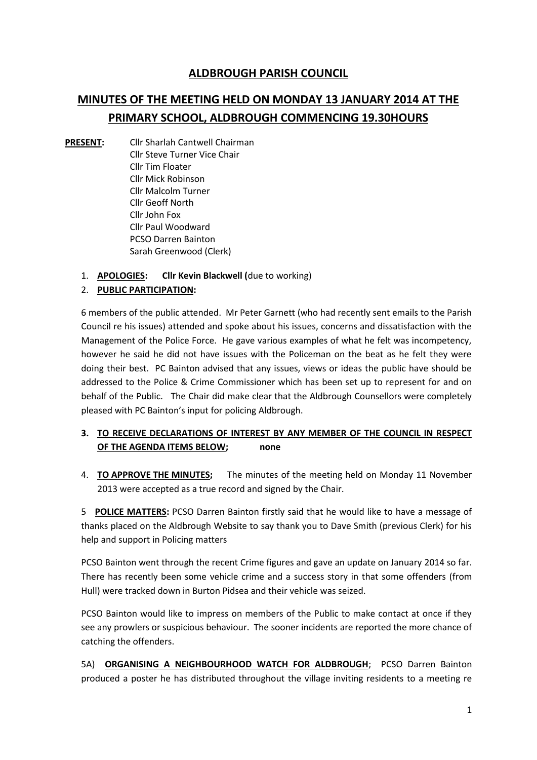# ALDBROUGH PARISH COUNCIL

## MINUTES OF THE MEETING HELD ON MONDAY 13 JANUARY 2014 AT THE PRIMARY SCHOOL, ALDBROUGH COMMENCING 19.30HOURS

**PRESENT:**
Cllr Sharlah Cantwell Chairman
Cllr Steve Turner Vice Chair
Cllr Tim Floater
Cllr Mick Robinson
Cllr Malcolm Turner
Cllr Geoff North
Cllr John Fox
Cllr Paul Woodward
PCSO Darren Bainton
Sarah Greenwood (Clerk)

1. **APOLOGIES: Cllr Kevin Blackwell (**due to working)
2. **PUBLIC PARTICIPATION:**

6 members of the public attended. Mr Peter Garnett (who had recently sent emails to the Parish Council re his issues) attended and spoke about his issues, concerns and dissatisfaction with the Management of the Police Force. He gave various examples of what he felt was incompetency, however he said he did not have issues with the Policeman on the beat as he felt they were doing their best. PC Bainton advised that any issues, views or ideas the public have should be addressed to the Police & Crime Commissioner which has been set up to represent for and on behalf of the Public. The Chair did make clear that the Aldbrough Counsellors were completely pleased with PC Bainton's input for policing Aldbrough.

3. **TO RECEIVE DECLARATIONS OF INTEREST BY ANY MEMBER OF THE COUNCIL IN RESPECT OF THE AGENDA ITEMS BELOW; none**

4. **TO APPROVE THE MINUTES;** The minutes of the meeting held on Monday 11 November 2013 were accepted as a true record and signed by the Chair.

5 **POLICE MATTERS:** PCSO Darren Bainton firstly said that he would like to have a message of thanks placed on the Aldbrough Website to say thank you to Dave Smith (previous Clerk) for his help and support in Policing matters

PCSO Bainton went through the recent Crime figures and gave an update on January 2014 so far. There has recently been some vehicle crime and a success story in that some offenders (from Hull) were tracked down in Burton Pidsea and their vehicle was seized.

PCSO Bainton would like to impress on members of the Public to make contact at once if they see any prowlers or suspicious behaviour. The sooner incidents are reported the more chance of catching the offenders.

5A) **ORGANISING A NEIGHBOURHOOD WATCH FOR ALDBROUGH**; PCSO Darren Bainton produced a poster he has distributed throughout the village inviting residents to a meeting re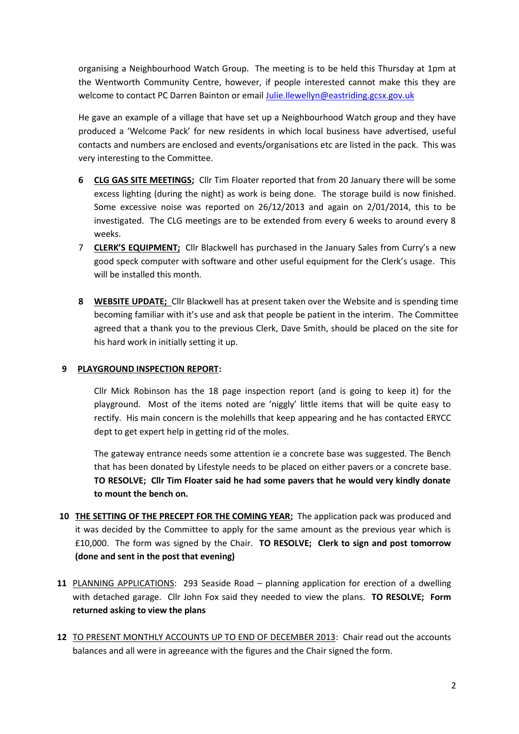organising a Neighbourhood Watch Group. The meeting is to be held this Thursday at 1pm at the Wentworth Community Centre, however, if people interested cannot make this they are welcome to contact PC Darren Bainton or email Julie.llewellyn@eastriding.gcsx.gov.uk

He gave an example of a village that have set up a Neighbourhood Watch group and they have produced a 'Welcome Pack' for new residents in which local business have advertised, useful contacts and numbers are enclosed and events/organisations etc are listed in the pack. This was very interesting to the Committee.

**6** **CLG GAS SITE MEETINGS;** Cllr Tim Floater reported that from 20 January there will be some excess lighting (during the night) as work is being done. The storage build is now finished. Some excessive noise was reported on 26/12/2013 and again on 2/01/2014, this to be investigated. The CLG meetings are to be extended from every 6 weeks to around every 8 weeks.

7 **CLERK'S EQUIPMENT;** Cllr Blackwell has purchased in the January Sales from Curry's a new good speck computer with software and other useful equipment for the Clerk's usage. This will be installed this month.

**8** **WEBSITE UPDATE;** Cllr Blackwell has at present taken over the Website and is spending time becoming familiar with it's use and ask that people be patient in the interim. The Committee agreed that a thank you to the previous Clerk, Dave Smith, should be placed on the site for his hard work in initially setting it up.

**9** **PLAYGROUND INSPECTION REPORT:**

Cllr Mick Robinson has the 18 page inspection report (and is going to keep it) for the playground. Most of the items noted are 'niggly' little items that will be quite easy to rectify. His main concern is the molehills that keep appearing and he has contacted ERYCC dept to get expert help in getting rid of the moles.

The gateway entrance needs some attention ie a concrete base was suggested. The Bench that has been donated by Lifestyle needs to be placed on either pavers or a concrete base. **TO RESOLVE; Cllr Tim Floater said he had some pavers that he would very kindly donate to mount the bench on.**

**10** **THE SETTING OF THE PRECEPT FOR THE COMING YEAR;** The application pack was produced and it was decided by the Committee to apply for the same amount as the previous year which is £10,000. The form was signed by the Chair. **TO RESOLVE; Clerk to sign and post tomorrow (done and sent in the post that evening)**

**11** PLANNING APPLICATIONS: 293 Seaside Road – planning application for erection of a dwelling with detached garage. Cllr John Fox said they needed to view the plans. **TO RESOLVE; Form returned asking to view the plans**

**12** TO PRESENT MONTHLY ACCOUNTS UP TO END OF DECEMBER 2013: Chair read out the accounts balances and all were in agreeance with the figures and the Chair signed the form.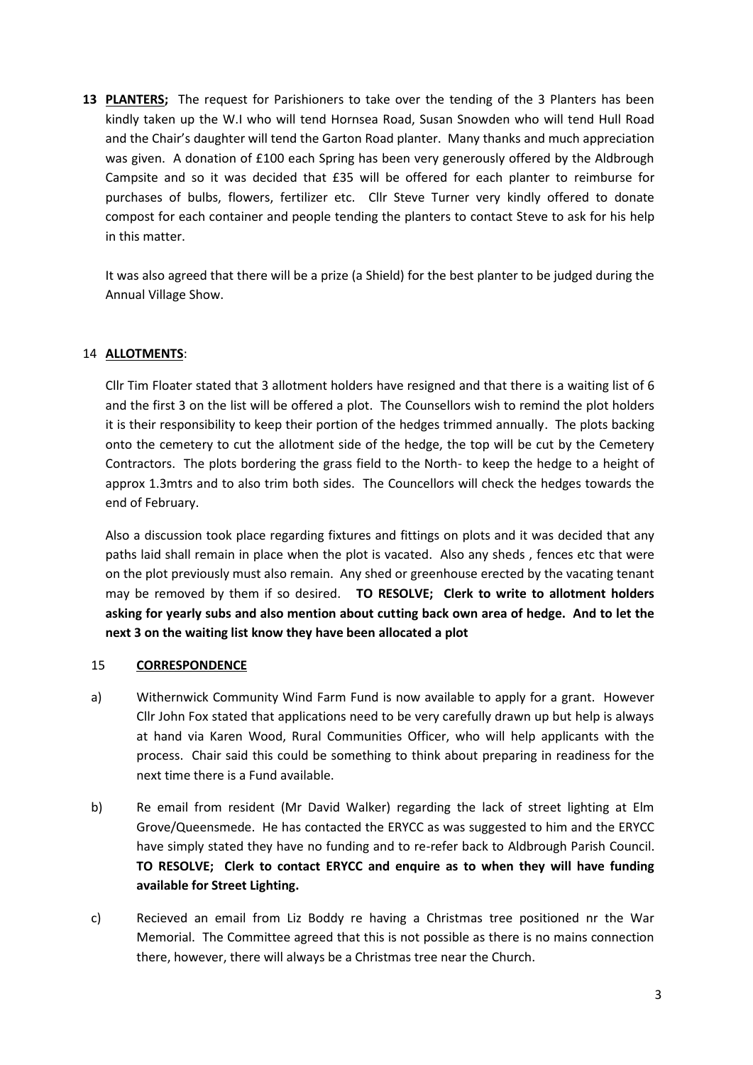**13 <u>PLANTERS</u>;** The request for Parishioners to take over the tending of the 3 Planters has been kindly taken up the W.I who will tend Hornsea Road, Susan Snowden who will tend Hull Road and the Chair's daughter will tend the Garton Road planter. Many thanks and much appreciation was given. A donation of £100 each Spring has been very generously offered by the Aldbrough Campsite and so it was decided that £35 will be offered for each planter to reimburse for purchases of bulbs, flowers, fertilizer etc. Cllr Steve Turner very kindly offered to donate compost for each container and people tending the planters to contact Steve to ask for his help in this matter.

It was also agreed that there will be a prize (a Shield) for the best planter to be judged during the Annual Village Show.

14 **<u>ALLOTMENTS</u>**:

Cllr Tim Floater stated that 3 allotment holders have resigned and that there is a waiting list of 6 and the first 3 on the list will be offered a plot. The Counsellors wish to remind the plot holders it is their responsibility to keep their portion of the hedges trimmed annually. The plots backing onto the cemetery to cut the allotment side of the hedge, the top will be cut by the Cemetery Contractors. The plots bordering the grass field to the North- to keep the hedge to a height of approx 1.3mtrs and to also trim both sides. The Councellors will check the hedges towards the end of February.

Also a discussion took place regarding fixtures and fittings on plots and it was decided that any paths laid shall remain in place when the plot is vacated. Also any sheds , fences etc that were on the plot previously must also remain. Any shed or greenhouse erected by the vacating tenant may be removed by them if so desired. **TO RESOLVE; Clerk to write to allotment holders asking for yearly subs and also mention about cutting back own area of hedge. And to let the next 3 on the waiting list know they have been allocated a plot**

15 **<u>CORRESPONDENCE</u>**

a) Withernwick Community Wind Farm Fund is now available to apply for a grant. However Cllr John Fox stated that applications need to be very carefully drawn up but help is always at hand via Karen Wood, Rural Communities Officer, who will help applicants with the process. Chair said this could be something to think about preparing in readiness for the next time there is a Fund available.

b) Re email from resident (Mr David Walker) regarding the lack of street lighting at Elm Grove/Queensmede. He has contacted the ERYCC as was suggested to him and the ERYCC have simply stated they have no funding and to re-refer back to Aldbrough Parish Council. **TO RESOLVE; Clerk to contact ERYCC and enquire as to when they will have funding available for Street Lighting.**

c) Recieved an email from Liz Boddy re having a Christmas tree positioned nr the War Memorial. The Committee agreed that this is not possible as there is no mains connection there, however, there will always be a Christmas tree near the Church.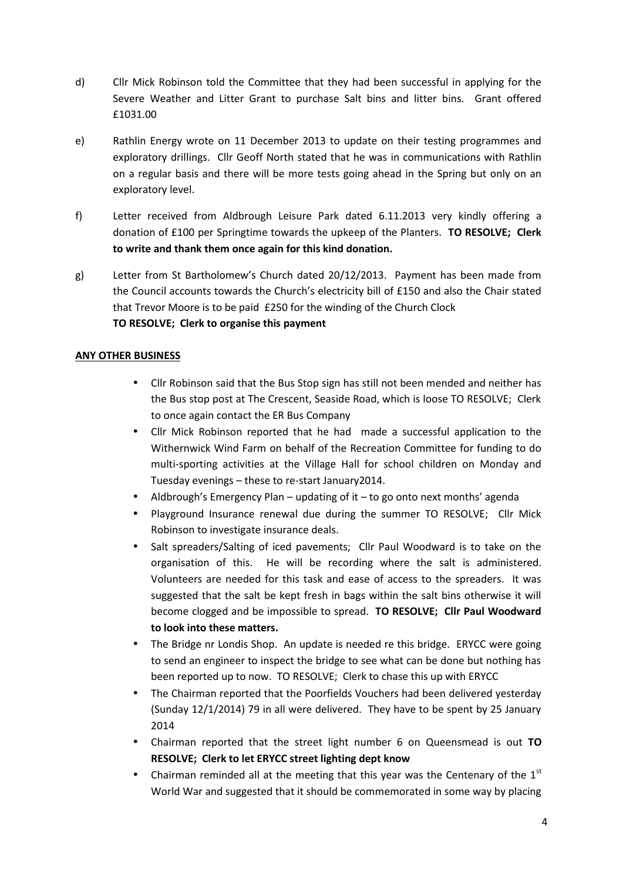d) Cllr Mick Robinson told the Committee that they had been successful in applying for the Severe Weather and Litter Grant to purchase Salt bins and litter bins. Grant offered £1031.00

e) Rathlin Energy wrote on 11 December 2013 to update on their testing programmes and exploratory drillings. Cllr Geoff North stated that he was in communications with Rathlin on a regular basis and there will be more tests going ahead in the Spring but only on an exploratory level.

f) Letter received from Aldbrough Leisure Park dated 6.11.2013 very kindly offering a donation of £100 per Springtime towards the upkeep of the Planters. **TO RESOLVE; Clerk to write and thank them once again for this kind donation.**

g) Letter from St Bartholomew's Church dated 20/12/2013. Payment has been made from the Council accounts towards the Church's electricity bill of £150 and also the Chair stated that Trevor Moore is to be paid £250 for the winding of the Church Clock
**TO RESOLVE; Clerk to organise this payment**

**ANY OTHER BUSINESS**

- Cllr Robinson said that the Bus Stop sign has still not been mended and neither has the Bus stop post at The Crescent, Seaside Road, which is loose TO RESOLVE; Clerk to once again contact the ER Bus Company
- Cllr Mick Robinson reported that he had made a successful application to the Withernwick Wind Farm on behalf of the Recreation Committee for funding to do multi-sporting activities at the Village Hall for school children on Monday and Tuesday evenings – these to re-start January2014.
- Aldbrough's Emergency Plan – updating of it – to go onto next months' agenda
- Playground Insurance renewal due during the summer TO RESOLVE; Cllr Mick Robinson to investigate insurance deals.
- Salt spreaders/Salting of iced pavements; Cllr Paul Woodward is to take on the organisation of this. He will be recording where the salt is administered. Volunteers are needed for this task and ease of access to the spreaders. It was suggested that the salt be kept fresh in bags within the salt bins otherwise it will become clogged and be impossible to spread. **TO RESOLVE; Cllr Paul Woodward to look into these matters.**
- The Bridge nr Londis Shop. An update is needed re this bridge. ERYCC were going to send an engineer to inspect the bridge to see what can be done but nothing has been reported up to now. TO RESOLVE; Clerk to chase this up with ERYCC
- The Chairman reported that the Poorfields Vouchers had been delivered yesterday (Sunday 12/1/2014) 79 in all were delivered. They have to be spent by 25 January 2014
- Chairman reported that the street light number 6 on Queensmead is out **TO RESOLVE; Clerk to let ERYCC street lighting dept know**
- Chairman reminded all at the meeting that this year was the Centenary of the 1st World War and suggested that it should be commemorated in some way by placing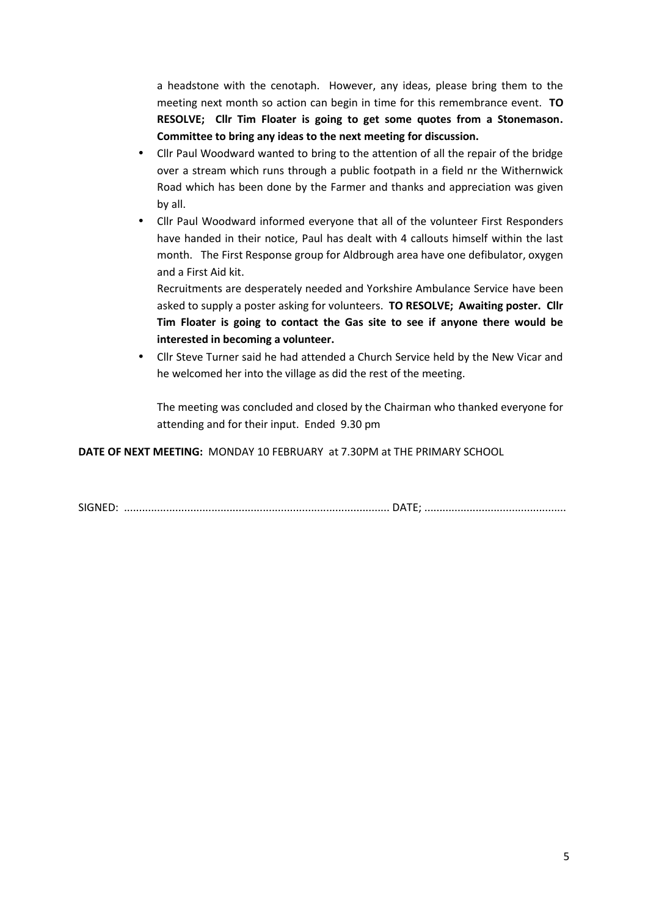a headstone with the cenotaph. However, any ideas, please bring them to the meeting next month so action can begin in time for this remembrance event. **TO RESOLVE; Cllr Tim Floater is going to get some quotes from a Stonemason. Committee to bring any ideas to the next meeting for discussion.**

- Cllr Paul Woodward wanted to bring to the attention of all the repair of the bridge over a stream which runs through a public footpath in a field nr the Withernwick Road which has been done by the Farmer and thanks and appreciation was given by all.
- Cllr Paul Woodward informed everyone that all of the volunteer First Responders have handed in their notice, Paul has dealt with 4 callouts himself within the last month. The First Response group for Aldbrough area have one defibulator, oxygen and a First Aid kit.

  Recruitments are desperately needed and Yorkshire Ambulance Service have been asked to supply a poster asking for volunteers. **TO RESOLVE; Awaiting poster. Cllr Tim Floater is going to contact the Gas site to see if anyone there would be interested in becoming a volunteer.**
- Cllr Steve Turner said he had attended a Church Service held by the New Vicar and he welcomed her into the village as did the rest of the meeting.

  The meeting was concluded and closed by the Chairman who thanked everyone for attending and for their input. Ended 9.30 pm

**DATE OF NEXT MEETING:** MONDAY 10 FEBRUARY at 7.30PM at THE PRIMARY SCHOOL

SIGNED: ........................................................................................ DATE; ...............................................